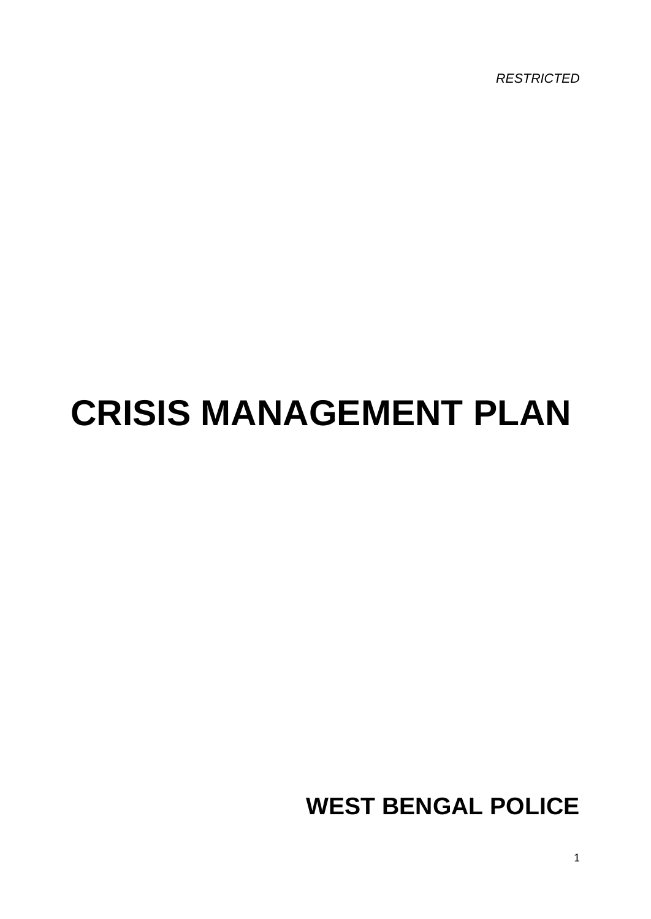*RESTRICTED*

# CRISIS MANAGEMENT PLAN

**WEST BENGAL POLICE**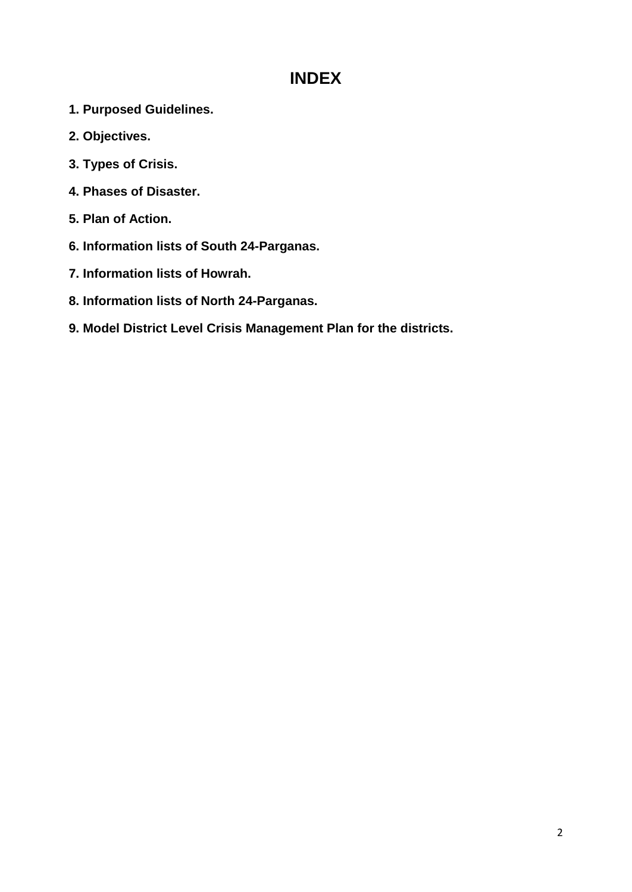# INDEX

**1. Purposed Guidelines.**

**2. Objectives.**

**3. Types of Crisis.**

**4. Phases of Disaster.**

**5. Plan of Action.**

**6. Information lists of South 24-Parganas.**

**7. Information lists of Howrah.**

**8. Information lists of North 24-Parganas.**

**9. Model District Level Crisis Management Plan for the districts.**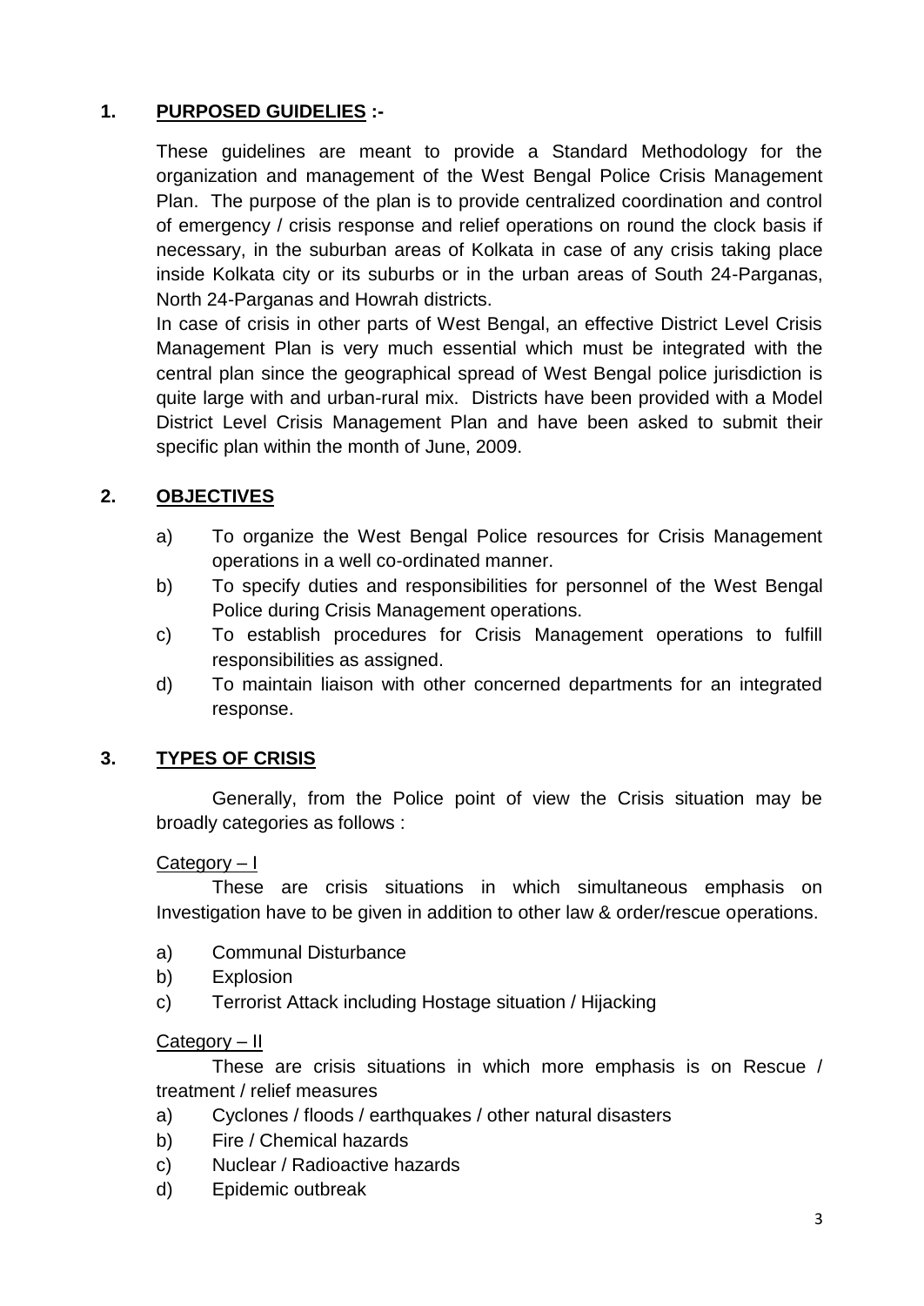## 1. PURPOSED GUIDELIES :-

These guidelines are meant to provide a Standard Methodology for the organization and management of the West Bengal Police Crisis Management Plan. The purpose of the plan is to provide centralized coordination and control of emergency / crisis response and relief operations on round the clock basis if necessary, in the suburban areas of Kolkata in case of any crisis taking place inside Kolkata city or its suburbs or in the urban areas of South 24-Parganas, North 24-Parganas and Howrah districts.

In case of crisis in other parts of West Bengal, an effective District Level Crisis Management Plan is very much essential which must be integrated with the central plan since the geographical spread of West Bengal police jurisdiction is quite large with and urban-rural mix. Districts have been provided with a Model District Level Crisis Management Plan and have been asked to submit their specific plan within the month of June, 2009.

## 2. OBJECTIVES

a) To organize the West Bengal Police resources for Crisis Management operations in a well co-ordinated manner.

b) To specify duties and responsibilities for personnel of the West Bengal Police during Crisis Management operations.

c) To establish procedures for Crisis Management operations to fulfill responsibilities as assigned.

d) To maintain liaison with other concerned departments for an integrated response.

## 3. TYPES OF CRISIS

Generally, from the Police point of view the Crisis situation may be broadly categories as follows :

Category – I

These are crisis situations in which simultaneous emphasis on Investigation have to be given in addition to other law & order/rescue operations.

a) Communal Disturbance

b) Explosion

c) Terrorist Attack including Hostage situation / Hijacking

Category – II

These are crisis situations in which more emphasis is on Rescue / treatment / relief measures

a) Cyclones / floods / earthquakes / other natural disasters

b) Fire / Chemical hazards

c) Nuclear / Radioactive hazards

d) Epidemic outbreak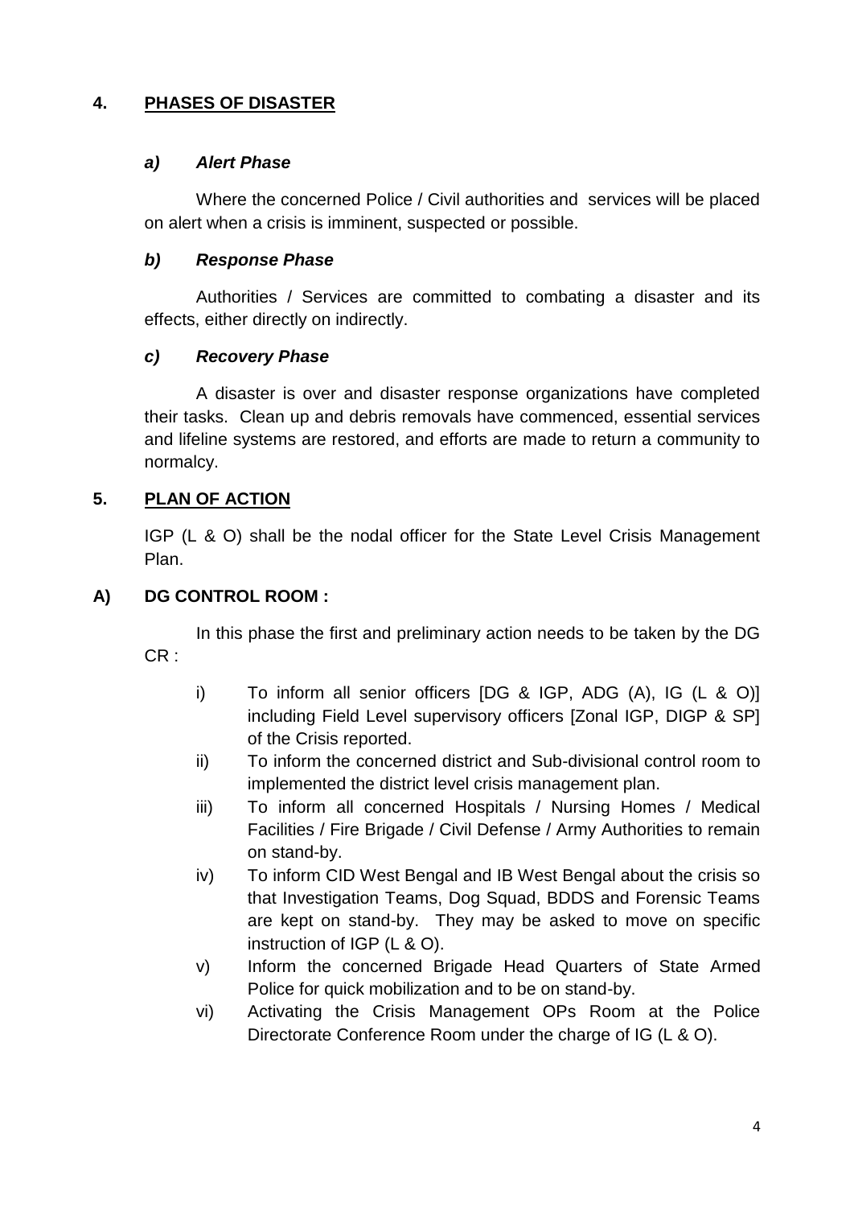## 4. PHASES OF DISASTER

### *a) Alert Phase*

Where the concerned Police / Civil authorities and services will be placed on alert when a crisis is imminent, suspected or possible.

### *b) Response Phase*

Authorities / Services are committed to combating a disaster and its effects, either directly on indirectly.

### *c) Recovery Phase*

A disaster is over and disaster response organizations have completed their tasks. Clean up and debris removals have commenced, essential services and lifeline systems are restored, and efforts are made to return a community to normalcy.

## 5. PLAN OF ACTION

IGP (L & O) shall be the nodal officer for the State Level Crisis Management Plan.

### A) DG CONTROL ROOM :

In this phase the first and preliminary action needs to be taken by the DG CR :

- i) To inform all senior officers [DG & IGP, ADG (A), IG (L & O)] including Field Level supervisory officers [Zonal IGP, DIGP & SP] of the Crisis reported.
- ii) To inform the concerned district and Sub-divisional control room to implemented the district level crisis management plan.
- iii) To inform all concerned Hospitals / Nursing Homes / Medical Facilities / Fire Brigade / Civil Defense / Army Authorities to remain on stand-by.
- iv) To inform CID West Bengal and IB West Bengal about the crisis so that Investigation Teams, Dog Squad, BDDS and Forensic Teams are kept on stand-by. They may be asked to move on specific instruction of IGP (L & O).
- v) Inform the concerned Brigade Head Quarters of State Armed Police for quick mobilization and to be on stand-by.
- vi) Activating the Crisis Management OPs Room at the Police Directorate Conference Room under the charge of IG (L & O).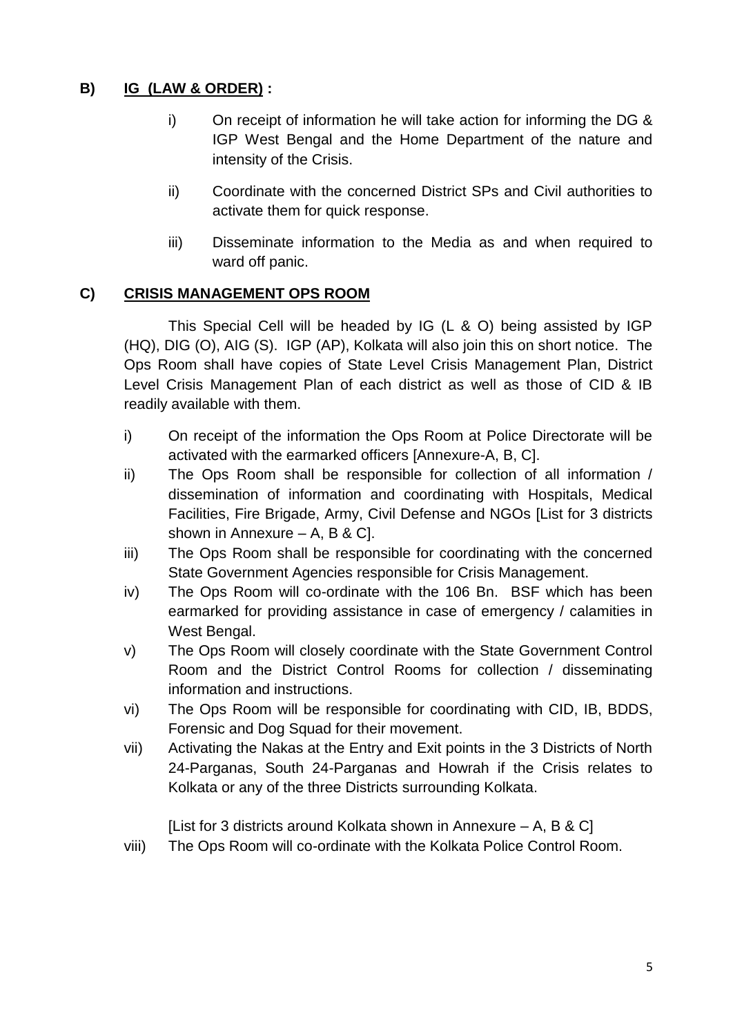**B) IG (LAW & ORDER) :**

i) On receipt of information he will take action for informing the DG & IGP West Bengal and the Home Department of the nature and intensity of the Crisis.

ii) Coordinate with the concerned District SPs and Civil authorities to activate them for quick response.

iii) Disseminate information to the Media as and when required to ward off panic.

**C) CRISIS MANAGEMENT OPS ROOM**

This Special Cell will be headed by IG (L & O) being assisted by IGP (HQ), DIG (O), AIG (S). IGP (AP), Kolkata will also join this on short notice. The Ops Room shall have copies of State Level Crisis Management Plan, District Level Crisis Management Plan of each district as well as those of CID & IB readily available with them.

i) On receipt of the information the Ops Room at Police Directorate will be activated with the earmarked officers [Annexure-A, B, C].

ii) The Ops Room shall be responsible for collection of all information / dissemination of information and coordinating with Hospitals, Medical Facilities, Fire Brigade, Army, Civil Defense and NGOs [List for 3 districts shown in Annexure – A, B & C].

iii) The Ops Room shall be responsible for coordinating with the concerned State Government Agencies responsible for Crisis Management.

iv) The Ops Room will co-ordinate with the 106 Bn. BSF which has been earmarked for providing assistance in case of emergency / calamities in West Bengal.

v) The Ops Room will closely coordinate with the State Government Control Room and the District Control Rooms for collection / disseminating information and instructions.

vi) The Ops Room will be responsible for coordinating with CID, IB, BDDS, Forensic and Dog Squad for their movement.

vii) Activating the Nakas at the Entry and Exit points in the 3 Districts of North 24-Parganas, South 24-Parganas and Howrah if the Crisis relates to Kolkata or any of the three Districts surrounding Kolkata.

[List for 3 districts around Kolkata shown in Annexure – A, B & C]

viii) The Ops Room will co-ordinate with the Kolkata Police Control Room.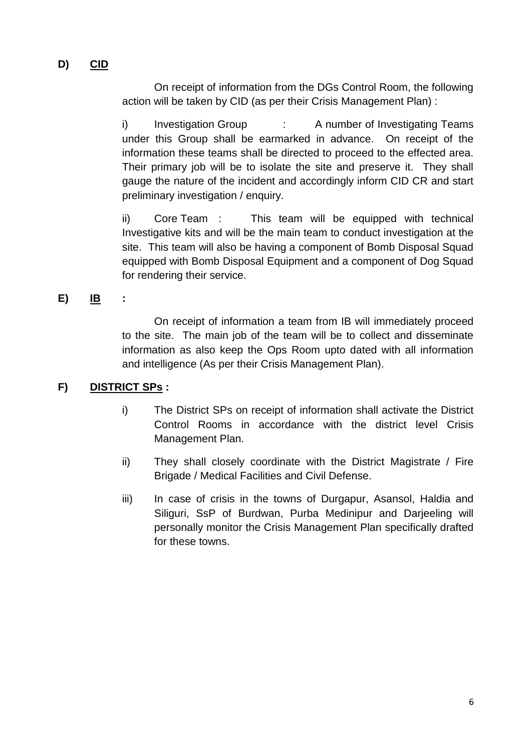**D) <u>CID</u>**

On receipt of information from the DGs Control Room, the following action will be taken by CID (as per their Crisis Management Plan) :

i) Investigation Group : A number of Investigating Teams under this Group shall be earmarked in advance. On receipt of the information these teams shall be directed to proceed to the effected area. Their primary job will be to isolate the site and preserve it. They shall gauge the nature of the incident and accordingly inform CID CR and start preliminary investigation / enquiry.

ii) Core Team : This team will be equipped with technical Investigative kits and will be the main team to conduct investigation at the site. This team will also be having a component of Bomb Disposal Squad equipped with Bomb Disposal Equipment and a component of Dog Squad for rendering their service.

**E) <u>IB</u> :**

On receipt of information a team from IB will immediately proceed to the site. The main job of the team will be to collect and disseminate information as also keep the Ops Room upto dated with all information and intelligence (As per their Crisis Management Plan).

**F) <u>DISTRICT SPs</u> :**

i) The District SPs on receipt of information shall activate the District Control Rooms in accordance with the district level Crisis Management Plan.

ii) They shall closely coordinate with the District Magistrate / Fire Brigade / Medical Facilities and Civil Defense.

iii) In case of crisis in the towns of Durgapur, Asansol, Haldia and Siliguri, SsP of Burdwan, Purba Medinipur and Darjeeling will personally monitor the Crisis Management Plan specifically drafted for these towns.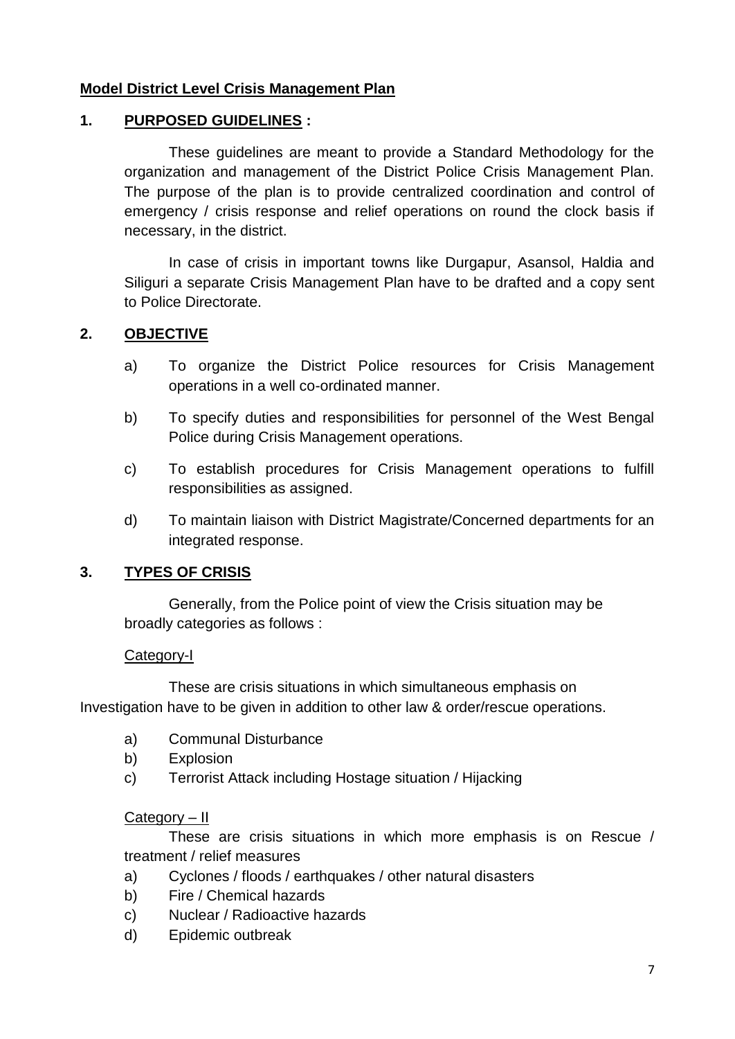**Model District Level Crisis Management Plan**

## 1. PURPOSED GUIDELINES :

These guidelines are meant to provide a Standard Methodology for the organization and management of the District Police Crisis Management Plan. The purpose of the plan is to provide centralized coordination and control of emergency / crisis response and relief operations on round the clock basis if necessary, in the district.

In case of crisis in important towns like Durgapur, Asansol, Haldia and Siliguri a separate Crisis Management Plan have to be drafted and a copy sent to Police Directorate.

## 2. OBJECTIVE

a) To organize the District Police resources for Crisis Management operations in a well co-ordinated manner.

b) To specify duties and responsibilities for personnel of the West Bengal Police during Crisis Management operations.

c) To establish procedures for Crisis Management operations to fulfill responsibilities as assigned.

d) To maintain liaison with District Magistrate/Concerned departments for an integrated response.

## 3. TYPES OF CRISIS

Generally, from the Police point of view the Crisis situation may be broadly categories as follows :

Category-I

These are crisis situations in which simultaneous emphasis on Investigation have to be given in addition to other law & order/rescue operations.

a) Communal Disturbance
b) Explosion
c) Terrorist Attack including Hostage situation / Hijacking

Category – II

These are crisis situations in which more emphasis is on Rescue / treatment / relief measures

a) Cyclones / floods / earthquakes / other natural disasters
b) Fire / Chemical hazards
c) Nuclear / Radioactive hazards
d) Epidemic outbreak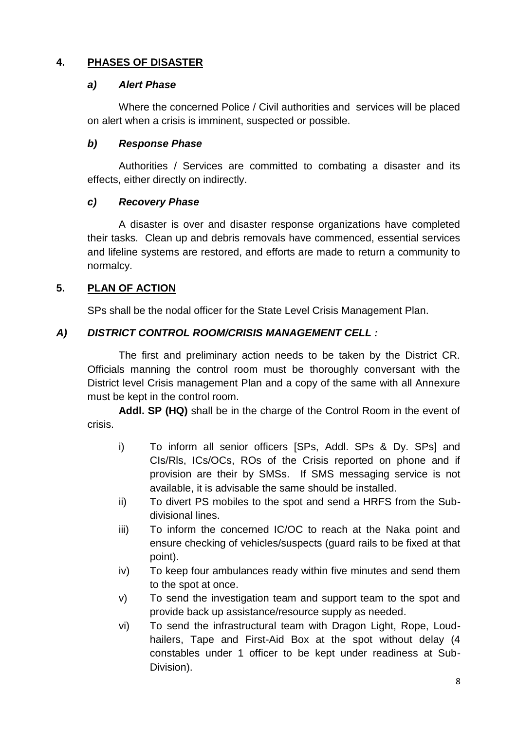## 4. PHASES OF DISASTER

### *a) Alert Phase*

Where the concerned Police / Civil authorities and services will be placed on alert when a crisis is imminent, suspected or possible.

### *b) Response Phase*

Authorities / Services are committed to combating a disaster and its effects, either directly on indirectly.

### *c) Recovery Phase*

A disaster is over and disaster response organizations have completed their tasks. Clean up and debris removals have commenced, essential services and lifeline systems are restored, and efforts are made to return a community to normalcy.

## 5. PLAN OF ACTION

SPs shall be the nodal officer for the State Level Crisis Management Plan.

### *A) DISTRICT CONTROL ROOM/CRISIS MANAGEMENT CELL :*

The first and preliminary action needs to be taken by the District CR. Officials manning the control room must be thoroughly conversant with the District level Crisis management Plan and a copy of the same with all Annexure must be kept in the control room.

**Addl. SP (HQ)** shall be in the charge of the Control Room in the event of crisis.

i) To inform all senior officers [SPs, Addl. SPs & Dy. SPs] and CIs/RIs, ICs/OCs, ROs of the Crisis reported on phone and if provision are their by SMSs. If SMS messaging service is not available, it is advisable the same should be installed.

ii) To divert PS mobiles to the spot and send a HRFS from the Sub-divisional lines.

iii) To inform the concerned IC/OC to reach at the Naka point and ensure checking of vehicles/suspects (guard rails to be fixed at that point).

iv) To keep four ambulances ready within five minutes and send them to the spot at once.

v) To send the investigation team and support team to the spot and provide back up assistance/resource supply as needed.

vi) To send the infrastructural team with Dragon Light, Rope, Loud-hailers, Tape and First-Aid Box at the spot without delay (4 constables under 1 officer to be kept under readiness at Sub-Division).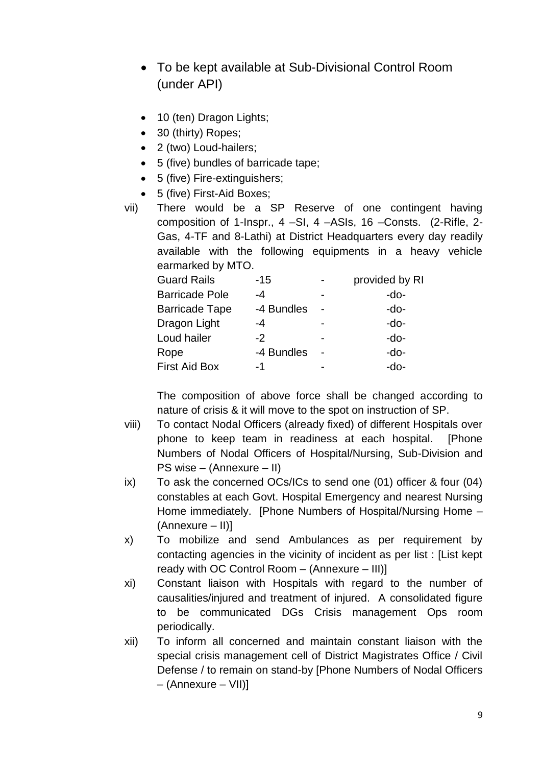- To be kept available at Sub-Divisional Control Room (under API)

- 10 (ten) Dragon Lights;
- 30 (thirty) Ropes;
- 2 (two) Loud-hailers;
- 5 (five) bundles of barricade tape;
- 5 (five) Fire-extinguishers;
- 5 (five) First-Aid Boxes;

vii) There would be a SP Reserve of one contingent having composition of 1-Inspr., 4 –SI, 4 –ASIs, 16 –Consts. (2-Rifle, 2-Gas, 4-TF and 8-Lathi) at District Headquarters every day readily available with the following equipments in a heavy vehicle earmarked by MTO.

| | | | |
|---|---|---|---|
| Guard Rails | -15 | - | provided by RI |
| Barricade Pole | -4 | - | -do- |
| Barricade Tape | -4 Bundles | - | -do- |
| Dragon Light | -4 | - | -do- |
| Loud hailer | -2 | - | -do- |
| Rope | -4 Bundles | - | -do- |
| First Aid Box | -1 | - | -do- |

The composition of above force shall be changed according to nature of crisis & it will move to the spot on instruction of SP.

viii) To contact Nodal Officers (already fixed) of different Hospitals over phone to keep team in readiness at each hospital. [Phone Numbers of Nodal Officers of Hospital/Nursing, Sub-Division and PS wise – (Annexure – II)

ix) To ask the concerned OCs/ICs to send one (01) officer & four (04) constables at each Govt. Hospital Emergency and nearest Nursing Home immediately. [Phone Numbers of Hospital/Nursing Home – (Annexure – II)]

x) To mobilize and send Ambulances as per requirement by contacting agencies in the vicinity of incident as per list : [List kept ready with OC Control Room – (Annexure – III)]

xi) Constant liaison with Hospitals with regard to the number of causalities/injured and treatment of injured. A consolidated figure to be communicated DGs Crisis management Ops room periodically.

xii) To inform all concerned and maintain constant liaison with the special crisis management cell of District Magistrates Office / Civil Defense / to remain on stand-by [Phone Numbers of Nodal Officers – (Annexure – VII)]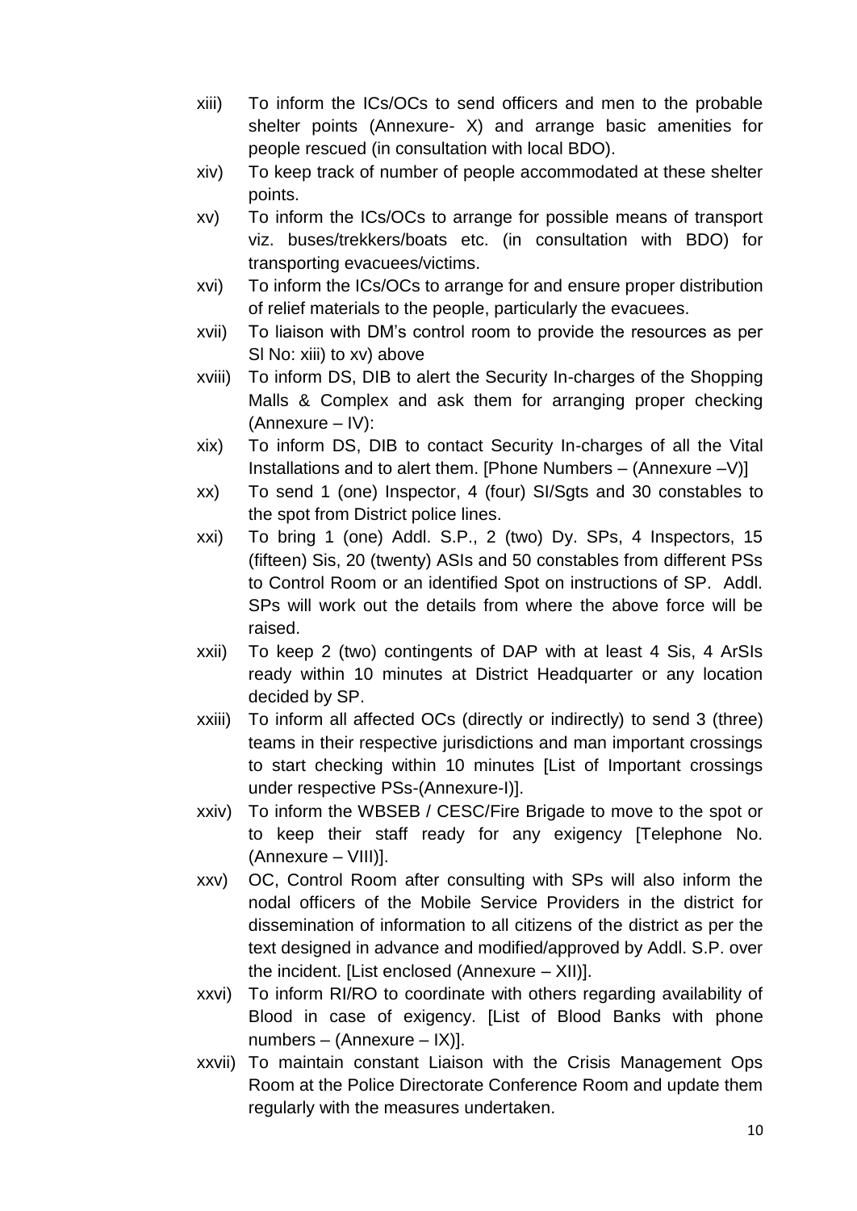xiii) To inform the ICs/OCs to send officers and men to the probable shelter points (Annexure- X) and arrange basic amenities for people rescued (in consultation with local BDO).

xiv) To keep track of number of people accommodated at these shelter points.

xv) To inform the ICs/OCs to arrange for possible means of transport viz. buses/trekkers/boats etc. (in consultation with BDO) for transporting evacuees/victims.

xvi) To inform the ICs/OCs to arrange for and ensure proper distribution of relief materials to the people, particularly the evacuees.

xvii) To liaison with DM's control room to provide the resources as per Sl No: xiii) to xv) above

xviii) To inform DS, DIB to alert the Security In-charges of the Shopping Malls & Complex and ask them for arranging proper checking (Annexure – IV):

xix) To inform DS, DIB to contact Security In-charges of all the Vital Installations and to alert them. [Phone Numbers – (Annexure –V)]

xx) To send 1 (one) Inspector, 4 (four) SI/Sgts and 30 constables to the spot from District police lines.

xxi) To bring 1 (one) Addl. S.P., 2 (two) Dy. SPs, 4 Inspectors, 15 (fifteen) Sis, 20 (twenty) ASIs and 50 constables from different PSs to Control Room or an identified Spot on instructions of SP. Addl. SPs will work out the details from where the above force will be raised.

xxii) To keep 2 (two) contingents of DAP with at least 4 Sis, 4 ArSIs ready within 10 minutes at District Headquarter or any location decided by SP.

xxiii) To inform all affected OCs (directly or indirectly) to send 3 (three) teams in their respective jurisdictions and man important crossings to start checking within 10 minutes [List of Important crossings under respective PSs-(Annexure-I)].

xxiv) To inform the WBSEB / CESC/Fire Brigade to move to the spot or to keep their staff ready for any exigency [Telephone No. (Annexure – VIII)].

xxv) OC, Control Room after consulting with SPs will also inform the nodal officers of the Mobile Service Providers in the district for dissemination of information to all citizens of the district as per the text designed in advance and modified/approved by Addl. S.P. over the incident. [List enclosed (Annexure – XII)].

xxvi) To inform RI/RO to coordinate with others regarding availability of Blood in case of exigency. [List of Blood Banks with phone numbers – (Annexure – IX)].

xxvii) To maintain constant Liaison with the Crisis Management Ops Room at the Police Directorate Conference Room and update them regularly with the measures undertaken.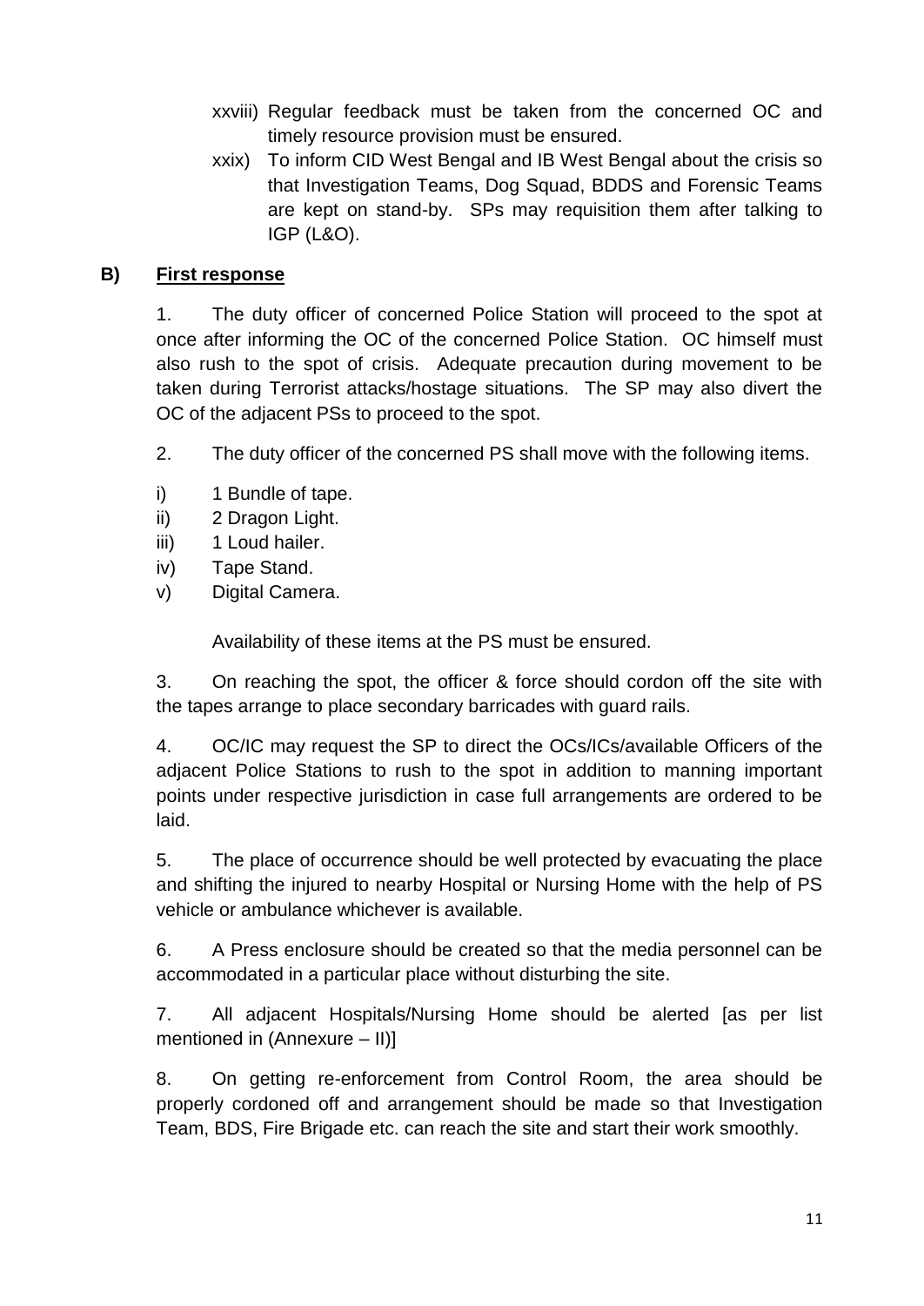xxviii) Regular feedback must be taken from the concerned OC and timely resource provision must be ensured.

xxix) To inform CID West Bengal and IB West Bengal about the crisis so that Investigation Teams, Dog Squad, BDDS and Forensic Teams are kept on stand-by. SPs may requisition them after talking to IGP (L&O).

## B) First response

1. The duty officer of concerned Police Station will proceed to the spot at once after informing the OC of the concerned Police Station. OC himself must also rush to the spot of crisis. Adequate precaution during movement to be taken during Terrorist attacks/hostage situations. The SP may also divert the OC of the adjacent PSs to proceed to the spot.

2. The duty officer of the concerned PS shall move with the following items.

i) 1 Bundle of tape.
ii) 2 Dragon Light.
iii) 1 Loud hailer.
iv) Tape Stand.
v) Digital Camera.

Availability of these items at the PS must be ensured.

3. On reaching the spot, the officer & force should cordon off the site with the tapes arrange to place secondary barricades with guard rails.

4. OC/IC may request the SP to direct the OCs/ICs/available Officers of the adjacent Police Stations to rush to the spot in addition to manning important points under respective jurisdiction in case full arrangements are ordered to be laid.

5. The place of occurrence should be well protected by evacuating the place and shifting the injured to nearby Hospital or Nursing Home with the help of PS vehicle or ambulance whichever is available.

6. A Press enclosure should be created so that the media personnel can be accommodated in a particular place without disturbing the site.

7. All adjacent Hospitals/Nursing Home should be alerted [as per list mentioned in (Annexure – II)]

8. On getting re-enforcement from Control Room, the area should be properly cordoned off and arrangement should be made so that Investigation Team, BDS, Fire Brigade etc. can reach the site and start their work smoothly.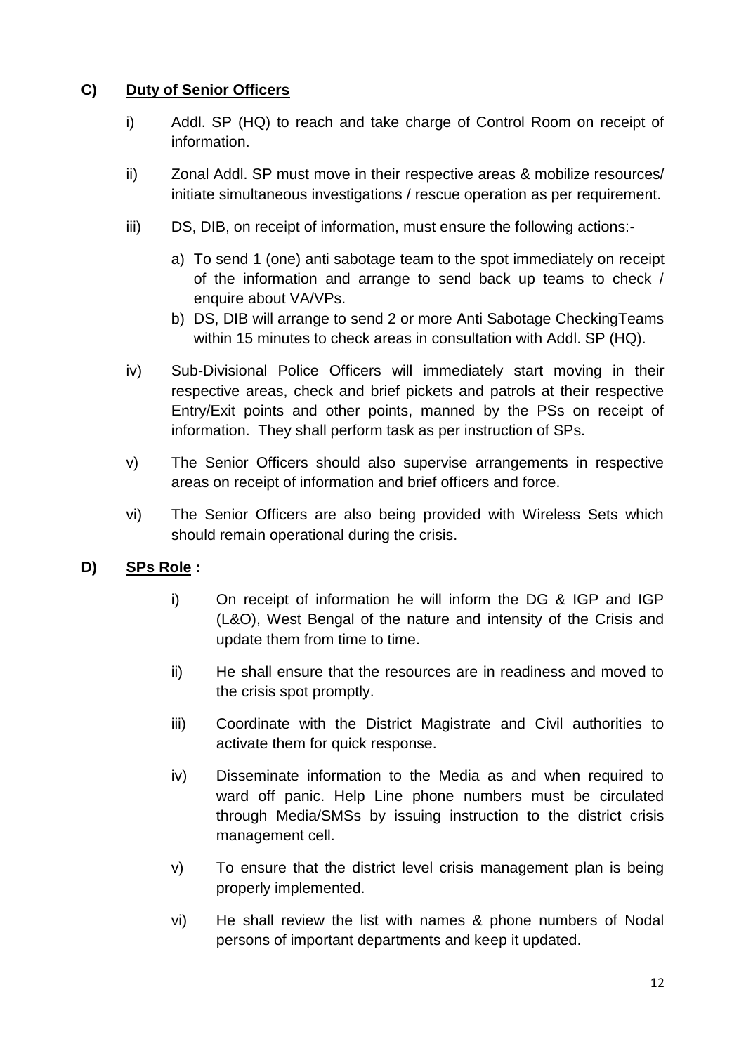## C) Duty of Senior Officers

i) Addl. SP (HQ) to reach and take charge of Control Room on receipt of information.

ii) Zonal Addl. SP must move in their respective areas & mobilize resources/ initiate simultaneous investigations / rescue operation as per requirement.

iii) DS, DIB, on receipt of information, must ensure the following actions:-

a) To send 1 (one) anti sabotage team to the spot immediately on receipt of the information and arrange to send back up teams to check / enquire about VA/VPs.

b) DS, DIB will arrange to send 2 or more Anti Sabotage CheckingTeams within 15 minutes to check areas in consultation with Addl. SP (HQ).

iv) Sub-Divisional Police Officers will immediately start moving in their respective areas, check and brief pickets and patrols at their respective Entry/Exit points and other points, manned by the PSs on receipt of information. They shall perform task as per instruction of SPs.

v) The Senior Officers should also supervise arrangements in respective areas on receipt of information and brief officers and force.

vi) The Senior Officers are also being provided with Wireless Sets which should remain operational during the crisis.

## D) SPs Role :

i) On receipt of information he will inform the DG & IGP and IGP (L&O), West Bengal of the nature and intensity of the Crisis and update them from time to time.

ii) He shall ensure that the resources are in readiness and moved to the crisis spot promptly.

iii) Coordinate with the District Magistrate and Civil authorities to activate them for quick response.

iv) Disseminate information to the Media as and when required to ward off panic. Help Line phone numbers must be circulated through Media/SMSs by issuing instruction to the district crisis management cell.

v) To ensure that the district level crisis management plan is being properly implemented.

vi) He shall review the list with names & phone numbers of Nodal persons of important departments and keep it updated.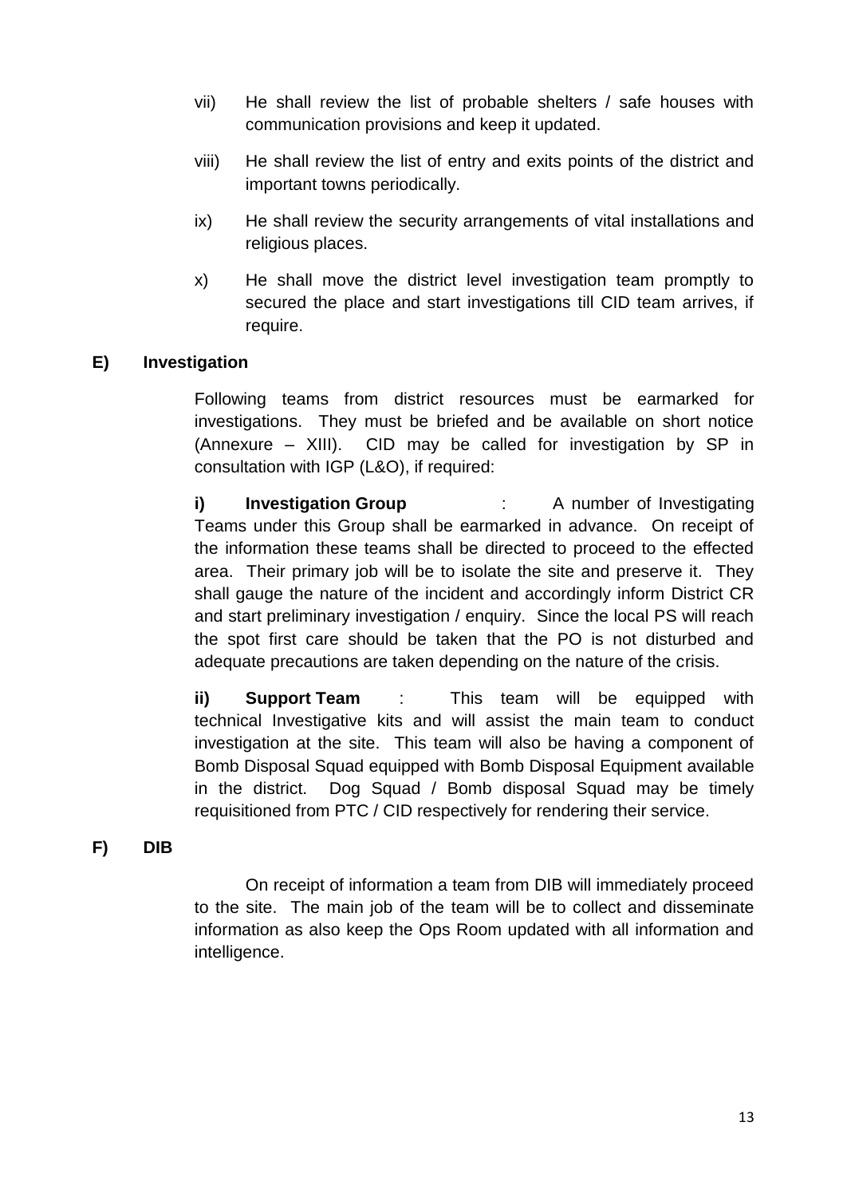vii) He shall review the list of probable shelters / safe houses with communication provisions and keep it updated.

viii) He shall review the list of entry and exits points of the district and important towns periodically.

ix) He shall review the security arrangements of vital installations and religious places.

x) He shall move the district level investigation team promptly to secured the place and start investigations till CID team arrives, if require.

**E) Investigation**

Following teams from district resources must be earmarked for investigations. They must be briefed and be available on short notice (Annexure – XIII). CID may be called for investigation by SP in consultation with IGP (L&O), if required:

**i) Investigation Group** : A number of Investigating Teams under this Group shall be earmarked in advance. On receipt of the information these teams shall be directed to proceed to the effected area. Their primary job will be to isolate the site and preserve it. They shall gauge the nature of the incident and accordingly inform District CR and start preliminary investigation / enquiry. Since the local PS will reach the spot first care should be taken that the PO is not disturbed and adequate precautions are taken depending on the nature of the crisis.

**ii) Support Team** : This team will be equipped with technical Investigative kits and will assist the main team to conduct investigation at the site. This team will also be having a component of Bomb Disposal Squad equipped with Bomb Disposal Equipment available in the district. Dog Squad / Bomb disposal Squad may be timely requisitioned from PTC / CID respectively for rendering their service.

**F) DIB**

On receipt of information a team from DIB will immediately proceed to the site. The main job of the team will be to collect and disseminate information as also keep the Ops Room updated with all information and intelligence.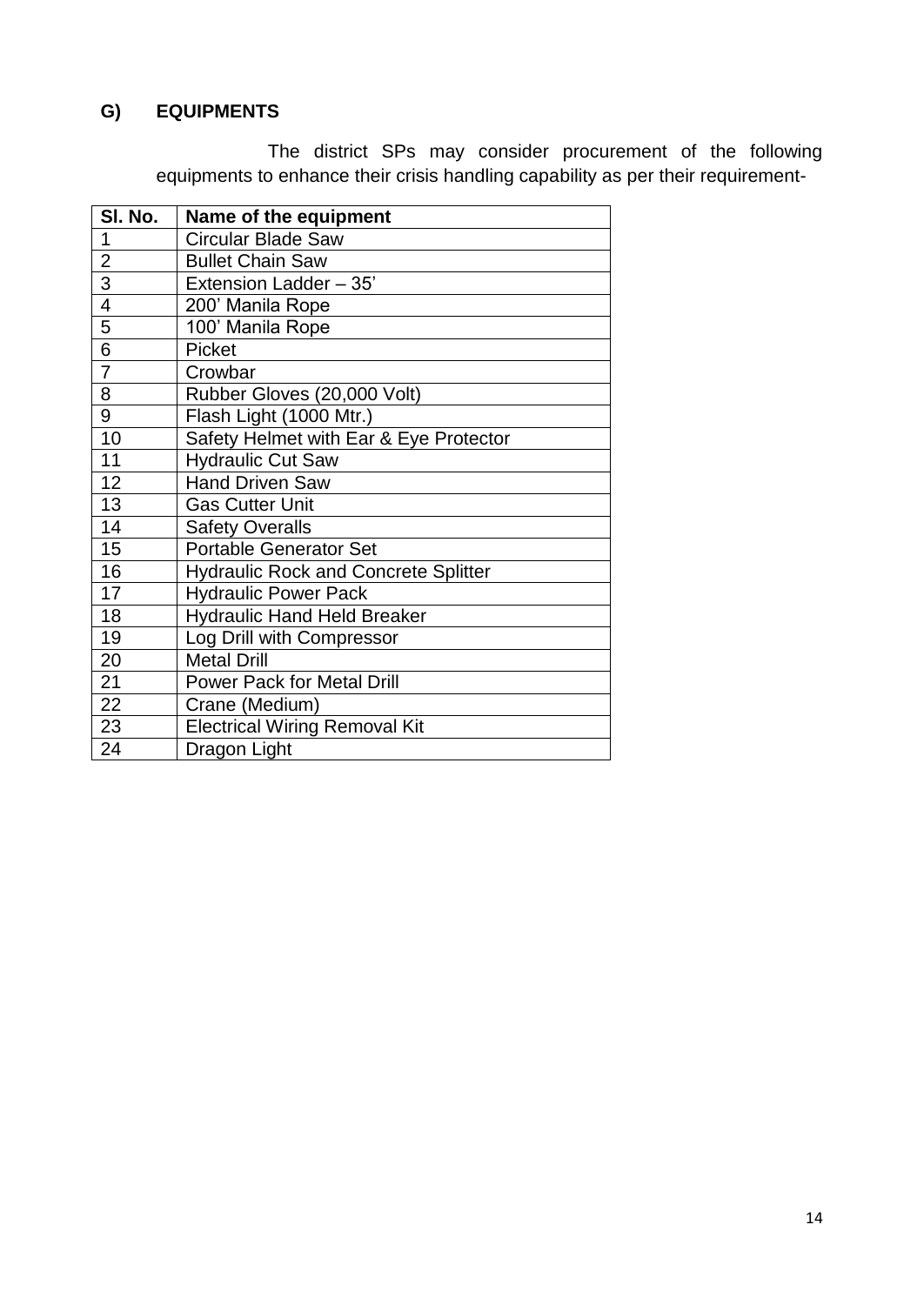## G) EQUIPMENTS

The district SPs may consider procurement of the following equipments to enhance their crisis handling capability as per their requirement-

| Sl. No. | Name of the equipment |
|---|---|
| 1 | Circular Blade Saw |
| 2 | Bullet Chain Saw |
| 3 | Extension Ladder – 35' |
| 4 | 200' Manila Rope |
| 5 | 100' Manila Rope |
| 6 | Picket |
| 7 | Crowbar |
| 8 | Rubber Gloves (20,000 Volt) |
| 9 | Flash Light (1000 Mtr.) |
| 10 | Safety Helmet with Ear & Eye Protector |
| 11 | Hydraulic Cut Saw |
| 12 | Hand Driven Saw |
| 13 | Gas Cutter Unit |
| 14 | Safety Overalls |
| 15 | Portable Generator Set |
| 16 | Hydraulic Rock and Concrete Splitter |
| 17 | Hydraulic Power Pack |
| 18 | Hydraulic Hand Held Breaker |
| 19 | Log Drill with Compressor |
| 20 | Metal Drill |
| 21 | Power Pack for Metal Drill |
| 22 | Crane (Medium) |
| 23 | Electrical Wiring Removal Kit |
| 24 | Dragon Light |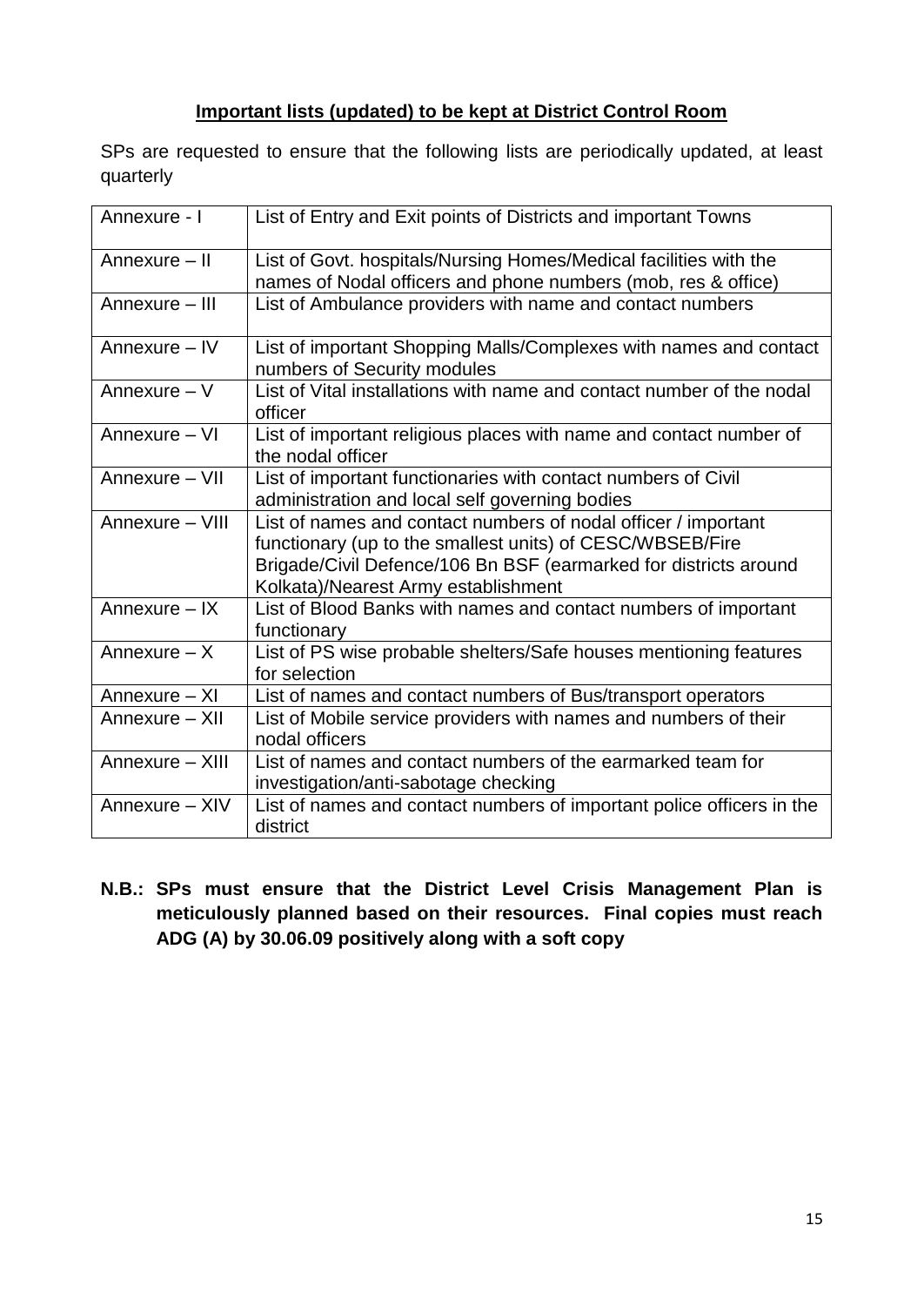## Important lists (updated) to be kept at District Control Room

SPs are requested to ensure that the following lists are periodically updated, at least quarterly

| | |
|---|---|
| Annexure - I | List of Entry and Exit points of Districts and important Towns |
| Annexure – II | List of Govt. hospitals/Nursing Homes/Medical facilities with the names of Nodal officers and phone numbers (mob, res & office) |
| Annexure – III | List of Ambulance providers with name and contact numbers |
| Annexure – IV | List of important Shopping Malls/Complexes with names and contact numbers of Security modules |
| Annexure – V | List of Vital installations with name and contact number of the nodal officer |
| Annexure – VI | List of important religious places with name and contact number of the nodal officer |
| Annexure – VII | List of important functionaries with contact numbers of Civil administration and local self governing bodies |
| Annexure – VIII | List of names and contact numbers of nodal officer / important functionary (up to the smallest units) of CESC/WBSEB/Fire Brigade/Civil Defence/106 Bn BSF (earmarked for districts around Kolkata)/Nearest Army establishment |
| Annexure – IX | List of Blood Banks with names and contact numbers of important functionary |
| Annexure – X | List of PS wise probable shelters/Safe houses mentioning features for selection |
| Annexure – XI | List of names and contact numbers of Bus/transport operators |
| Annexure – XII | List of Mobile service providers with names and numbers of their nodal officers |
| Annexure – XIII | List of names and contact numbers of the earmarked team for investigation/anti-sabotage checking |
| Annexure – XIV | List of names and contact numbers of important police officers in the district |

**N.B.: SPs must ensure that the District Level Crisis Management Plan is meticulously planned based on their resources. Final copies must reach ADG (A) by 30.06.09 positively along with a soft copy**